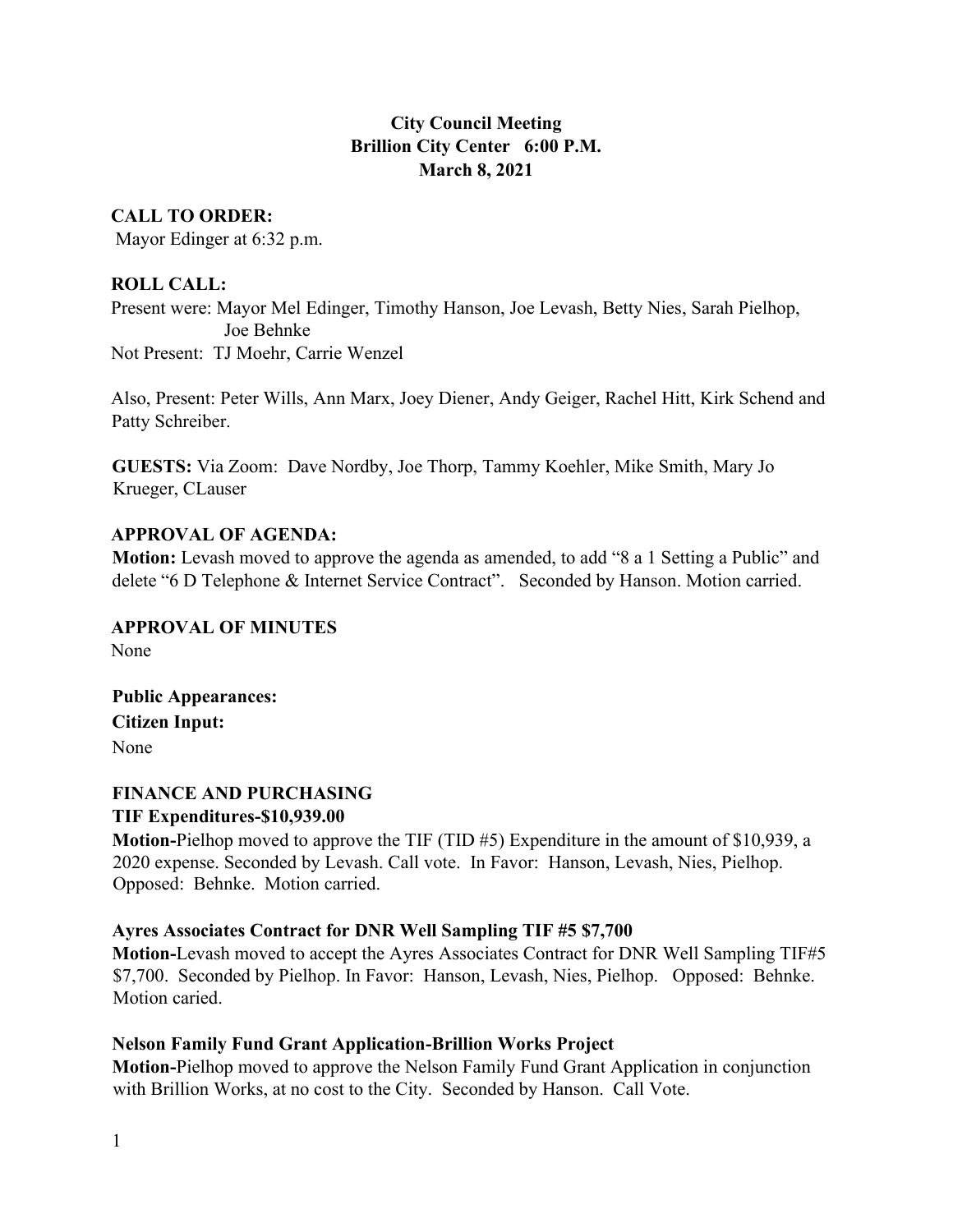**City Council Meeting**
**Brillion City Center 6:00 P.M.**
**March 8, 2021**

**CALL TO ORDER:**
Mayor Edinger at 6:32 p.m.

**ROLL CALL:**
Present were: Mayor Mel Edinger, Timothy Hanson, Joe Levash, Betty Nies, Sarah Pielhop, Joe Behnke
Not Present: TJ Moehr, Carrie Wenzel

Also, Present: Peter Wills, Ann Marx, Joey Diener, Andy Geiger, Rachel Hitt, Kirk Schend and Patty Schreiber.

**GUESTS:** Via Zoom: Dave Nordby, Joe Thorp, Tammy Koehler, Mike Smith, Mary Jo Krueger, CLauser

**APPROVAL OF AGENDA:**
**Motion:** Levash moved to approve the agenda as amended, to add "8 a 1 Setting a Public" and delete "6 D Telephone & Internet Service Contract". Seconded by Hanson. Motion carried.

**APPROVAL OF MINUTES**
None

**Public Appearances:**
**Citizen Input:**
None

**FINANCE AND PURCHASING**
**TIF Expenditures-$10,939.00**
**Motion-**Pielhop moved to approve the TIF (TID #5) Expenditure in the amount of $10,939, a 2020 expense. Seconded by Levash. Call vote. In Favor: Hanson, Levash, Nies, Pielhop. Opposed: Behnke. Motion carried.

**Ayres Associates Contract for DNR Well Sampling TIF #5 $7,700**
**Motion-**Levash moved to accept the Ayres Associates Contract for DNR Well Sampling TIF#5 $7,700. Seconded by Pielhop. In Favor: Hanson, Levash, Nies, Pielhop. Opposed: Behnke. Motion caried.

**Nelson Family Fund Grant Application-Brillion Works Project**
**Motion-**Pielhop moved to approve the Nelson Family Fund Grant Application in conjunction with Brillion Works, at no cost to the City. Seconded by Hanson. Call Vote.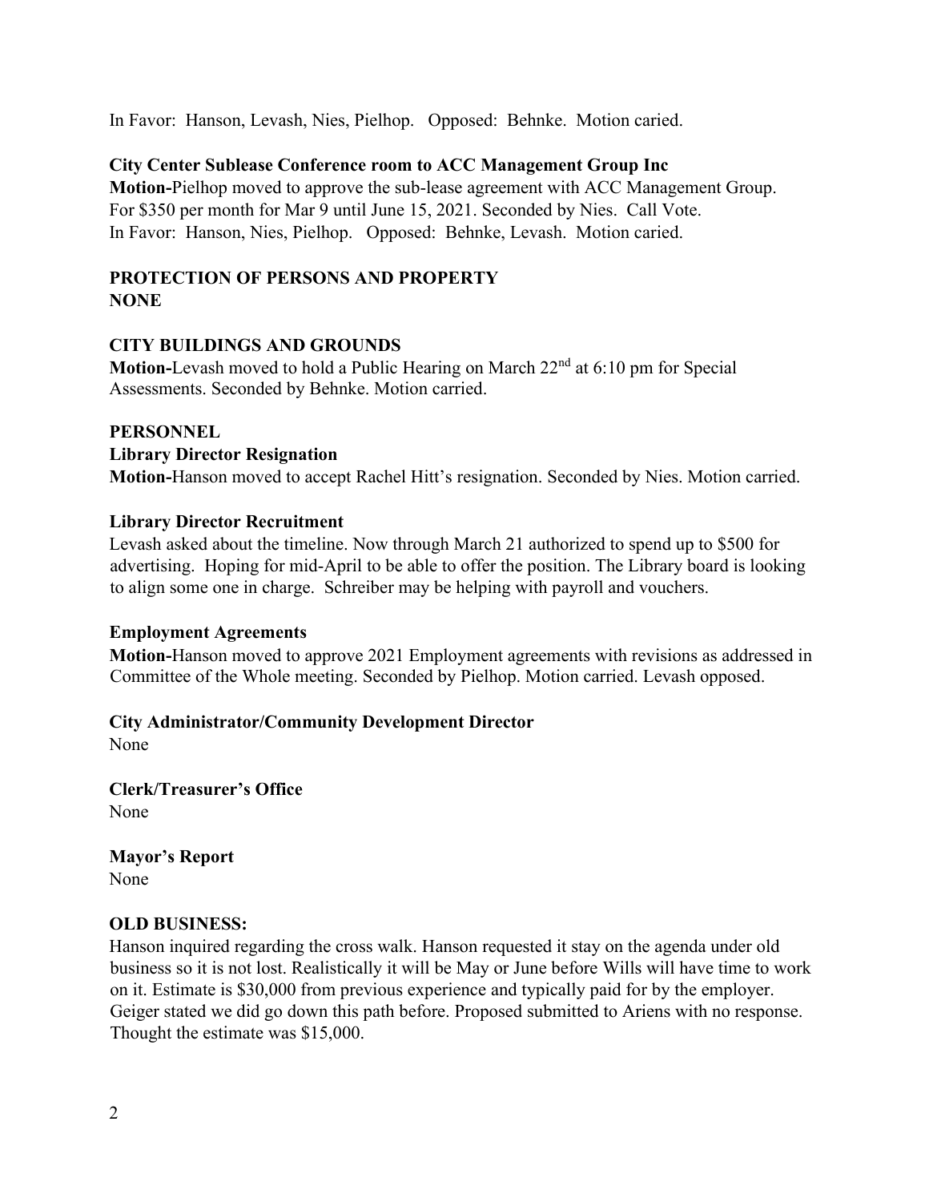In Favor: Hanson, Levash, Nies, Pielhop. Opposed: Behnke. Motion caried.

**City Center Sublease Conference room to ACC Management Group Inc**

**Motion-**Pielhop moved to approve the sub-lease agreement with ACC Management Group. For $350 per month for Mar 9 until June 15, 2021. Seconded by Nies. Call Vote. In Favor: Hanson, Nies, Pielhop. Opposed: Behnke, Levash. Motion caried.

**PROTECTION OF PERSONS AND PROPERTY**
**NONE**

**CITY BUILDINGS AND GROUNDS**

**Motion-**Levash moved to hold a Public Hearing on March 22nd at 6:10 pm for Special Assessments. Seconded by Behnke. Motion carried.

**PERSONNEL**

**Library Director Resignation**

**Motion-**Hanson moved to accept Rachel Hitt's resignation. Seconded by Nies. Motion carried.

**Library Director Recruitment**

Levash asked about the timeline. Now through March 21 authorized to spend up to $500 for advertising. Hoping for mid-April to be able to offer the position. The Library board is looking to align some one in charge. Schreiber may be helping with payroll and vouchers.

**Employment Agreements**

**Motion-**Hanson moved to approve 2021 Employment agreements with revisions as addressed in Committee of the Whole meeting. Seconded by Pielhop. Motion carried. Levash opposed.

**City Administrator/Community Development Director**

None

**Clerk/Treasurer's Office**

None

**Mayor's Report**

None

**OLD BUSINESS:**

Hanson inquired regarding the cross walk. Hanson requested it stay on the agenda under old business so it is not lost. Realistically it will be May or June before Wills will have time to work on it. Estimate is $30,000 from previous experience and typically paid for by the employer. Geiger stated we did go down this path before. Proposed submitted to Ariens with no response. Thought the estimate was $15,000.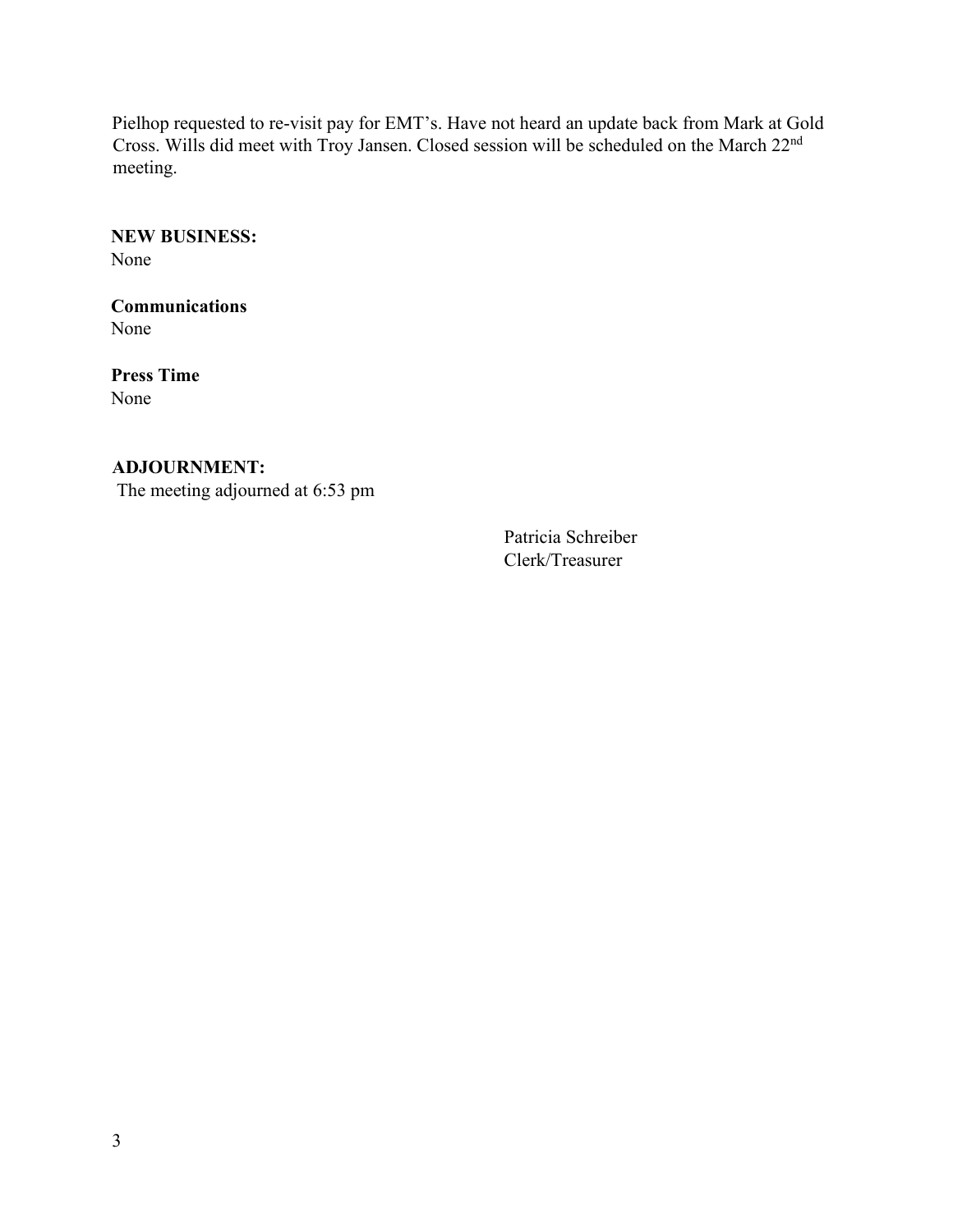Pielhop requested to re-visit pay for EMT's. Have not heard an update back from Mark at Gold Cross. Wills did meet with Troy Jansen. Closed session will be scheduled on the March 22nd meeting.

**NEW BUSINESS:**
None

**Communications**
None

**Press Time**
None

**ADJOURNMENT:**
The meeting adjourned at 6:53 pm

Patricia Schreiber
Clerk/Treasurer